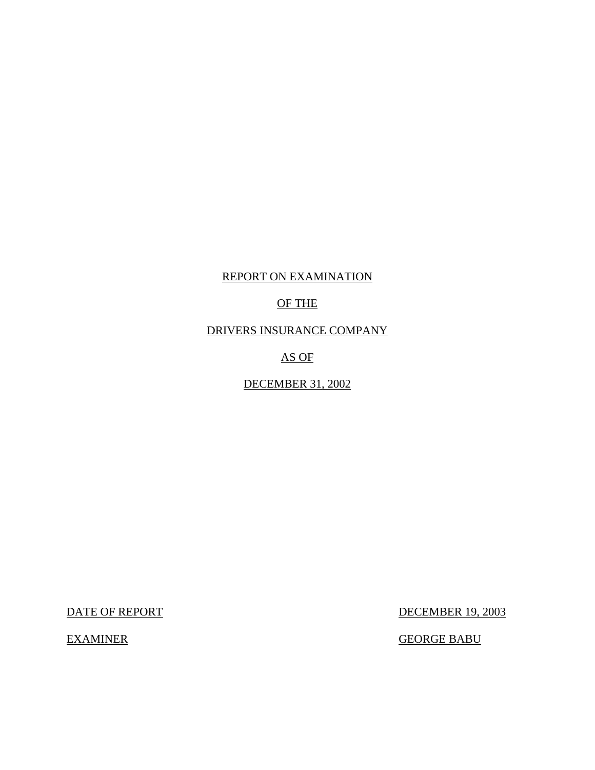# REPORT ON EXAMINATION

# OF THE

# DRIVERS INSURANCE COMPANY

# AS OF

# DECEMBER 31, 2002

| | |
|---|---|
| DATE OF REPORT | DECEMBER 19, 2003 |
| EXAMINER | GEORGE BABU |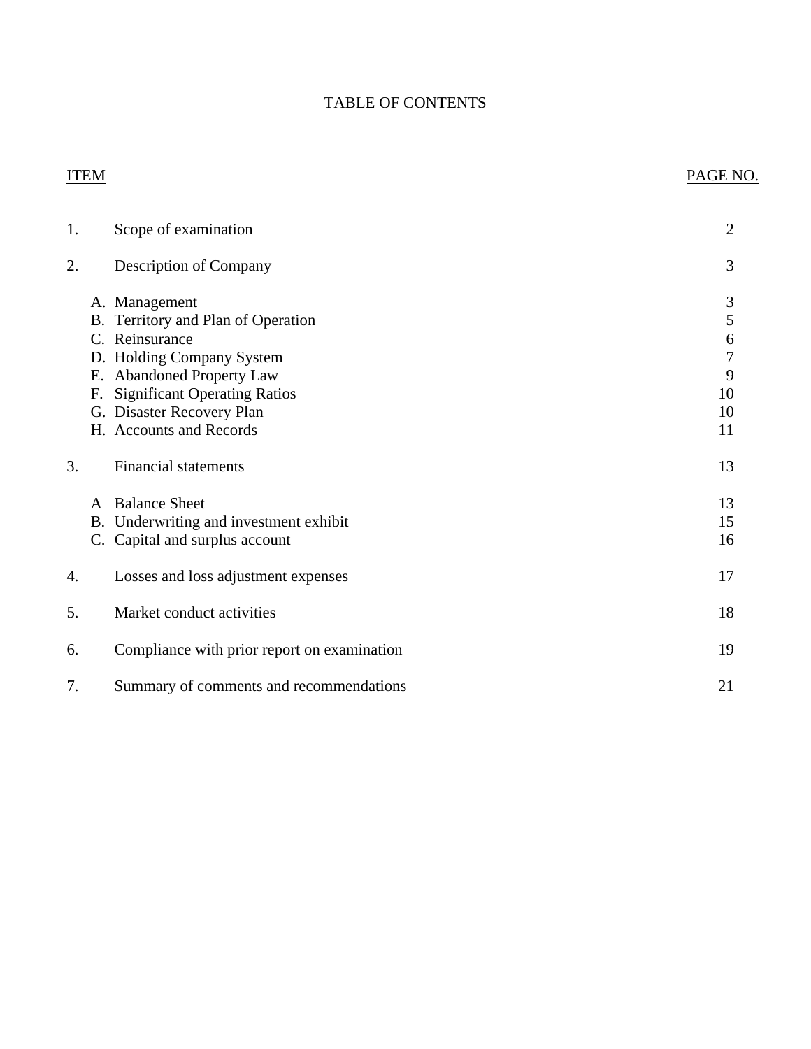# TABLE OF CONTENTS

| ITEM | | PAGE NO. |
|---|---|---|
| 1. | Scope of examination | 2 |
| 2. | Description of Company | 3 |
| | A. Management | 3 |
| | B. Territory and Plan of Operation | 5 |
| | C. Reinsurance | 6 |
| | D. Holding Company System | 7 |
| | E. Abandoned Property Law | 9 |
| | F. Significant Operating Ratios | 10 |
| | G. Disaster Recovery Plan | 10 |
| | H. Accounts and Records | 11 |
| 3. | Financial statements | 13 |
| | A Balance Sheet | 13 |
| | B. Underwriting and investment exhibit | 15 |
| | C. Capital and surplus account | 16 |
| 4. | Losses and loss adjustment expenses | 17 |
| 5. | Market conduct activities | 18 |
| 6. | Compliance with prior report on examination | 19 |
| 7. | Summary of comments and recommendations | 21 |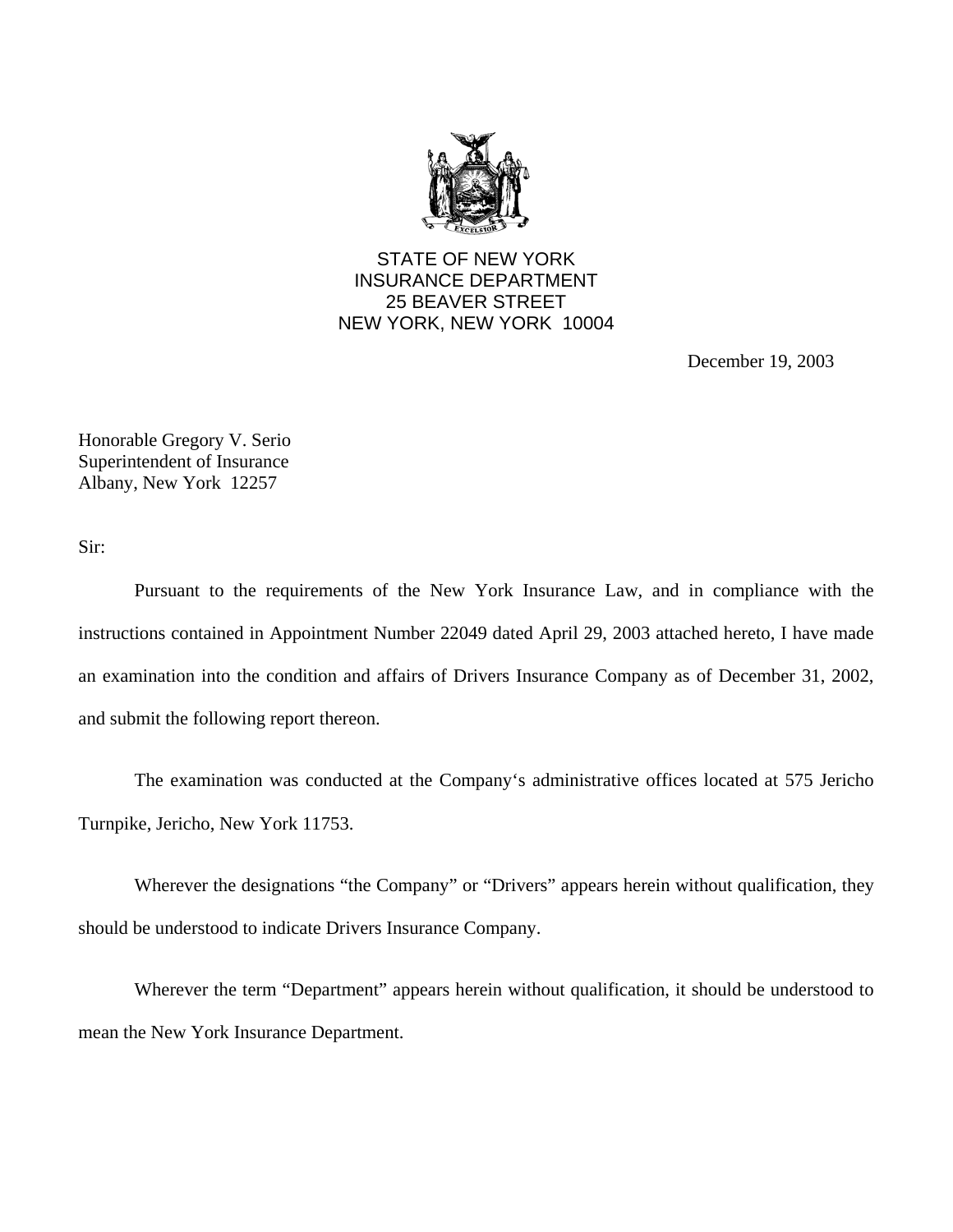STATE OF NEW YORK
INSURANCE DEPARTMENT
25 BEAVER STREET
NEW YORK, NEW YORK 10004

December 19, 2003

Honorable Gregory V. Serio
Superintendent of Insurance
Albany, New York 12257

Sir:

Pursuant to the requirements of the New York Insurance Law, and in compliance with the instructions contained in Appointment Number 22049 dated April 29, 2003 attached hereto, I have made an examination into the condition and affairs of Drivers Insurance Company as of December 31, 2002, and submit the following report thereon.

The examination was conducted at the Company's administrative offices located at 575 Jericho Turnpike, Jericho, New York 11753.

Wherever the designations "the Company" or "Drivers" appears herein without qualification, they should be understood to indicate Drivers Insurance Company.

Wherever the term "Department" appears herein without qualification, it should be understood to mean the New York Insurance Department.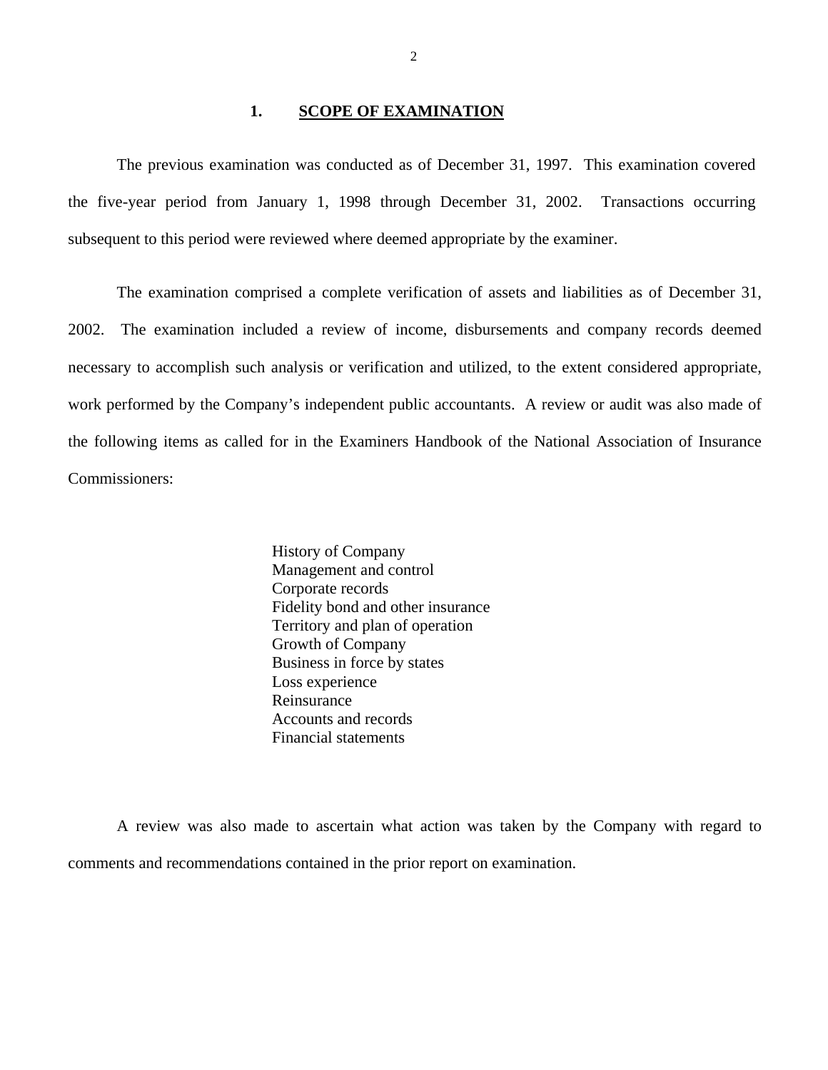## 1. SCOPE OF EXAMINATION

The previous examination was conducted as of December 31, 1997. This examination covered the five-year period from January 1, 1998 through December 31, 2002. Transactions occurring subsequent to this period were reviewed where deemed appropriate by the examiner.

The examination comprised a complete verification of assets and liabilities as of December 31, 2002. The examination included a review of income, disbursements and company records deemed necessary to accomplish such analysis or verification and utilized, to the extent considered appropriate, work performed by the Company's independent public accountants. A review or audit was also made of the following items as called for in the Examiners Handbook of the National Association of Insurance Commissioners:

- History of Company
- Management and control
- Corporate records
- Fidelity bond and other insurance
- Territory and plan of operation
- Growth of Company
- Business in force by states
- Loss experience
- Reinsurance
- Accounts and records
- Financial statements

A review was also made to ascertain what action was taken by the Company with regard to comments and recommendations contained in the prior report on examination.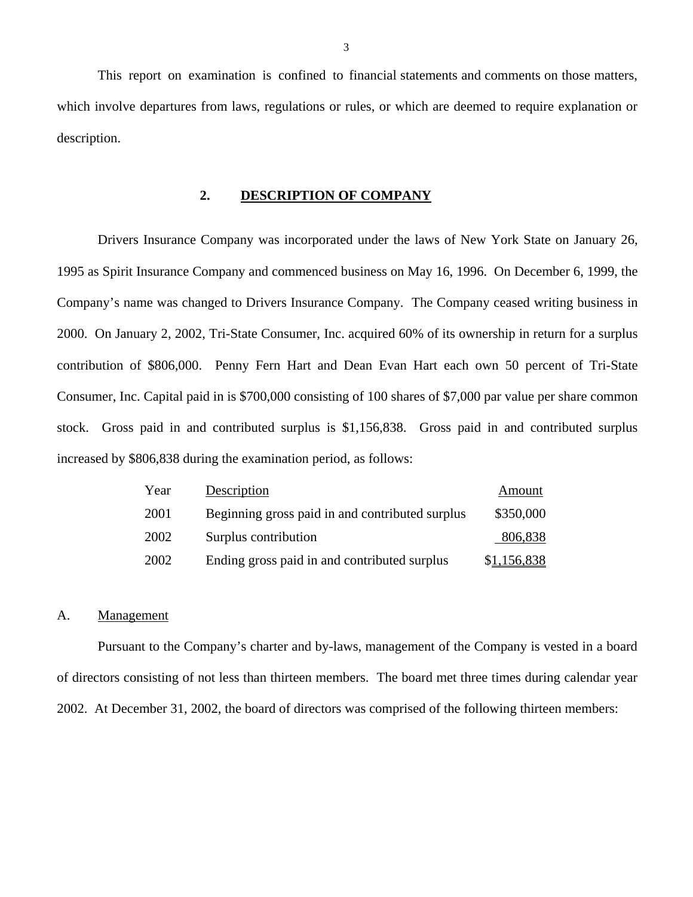This report on examination is confined to financial statements and comments on those matters, which involve departures from laws, regulations or rules, or which are deemed to require explanation or description.

## 2. DESCRIPTION OF COMPANY

Drivers Insurance Company was incorporated under the laws of New York State on January 26, 1995 as Spirit Insurance Company and commenced business on May 16, 1996. On December 6, 1999, the Company's name was changed to Drivers Insurance Company. The Company ceased writing business in 2000. On January 2, 2002, Tri-State Consumer, Inc. acquired 60% of its ownership in return for a surplus contribution of $806,000. Penny Fern Hart and Dean Evan Hart each own 50 percent of Tri-State Consumer, Inc. Capital paid in is $700,000 consisting of 100 shares of $7,000 par value per share common stock. Gross paid in and contributed surplus is $1,156,838. Gross paid in and contributed surplus increased by $806,838 during the examination period, as follows:

| Year | Description | Amount |
|---|---|---|
| 2001 | Beginning gross paid in and contributed surplus | $350,000 |
| 2002 | Surplus contribution | 806,838 |
| 2002 | Ending gross paid in and contributed surplus | $1,156,838 |

### A. Management

Pursuant to the Company's charter and by-laws, management of the Company is vested in a board of directors consisting of not less than thirteen members. The board met three times during calendar year 2002. At December 31, 2002, the board of directors was comprised of the following thirteen members: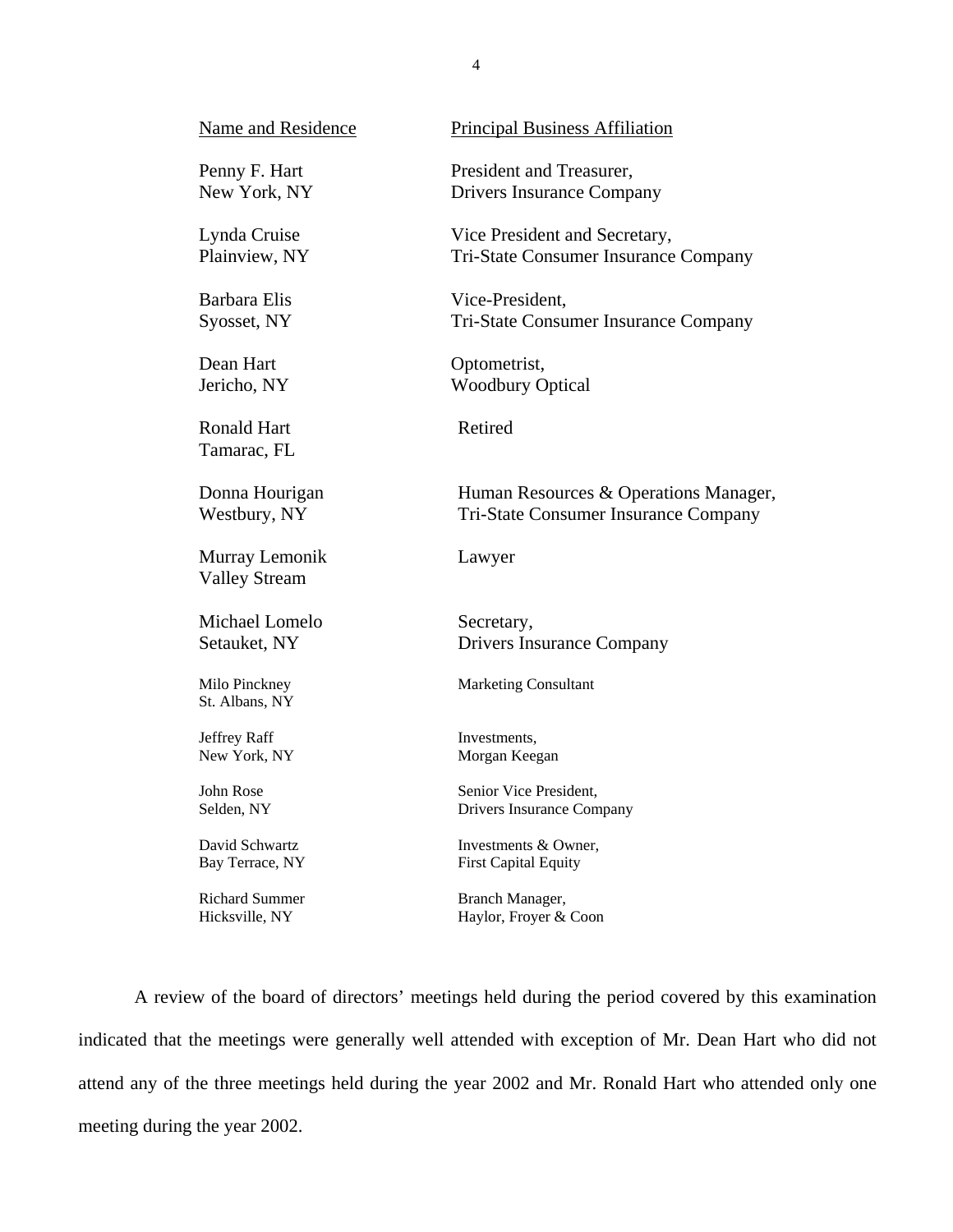| Name and Residence | Principal Business Affiliation |
|---|---|
| Penny F. Hart<br>New York, NY | President and Treasurer,<br>Drivers Insurance Company |
| Lynda Cruise<br>Plainview, NY | Vice President and Secretary,<br>Tri-State Consumer Insurance Company |
| Barbara Elis<br>Syosset, NY | Vice-President,<br>Tri-State Consumer Insurance Company |
| Dean Hart<br>Jericho, NY | Optometrist,<br>Woodbury Optical |
| Ronald Hart<br>Tamarac, FL | Retired |
| Donna Hourigan<br>Westbury, NY | Human Resources & Operations Manager,<br>Tri-State Consumer Insurance Company |
| Murray Lemonik<br>Valley Stream | Lawyer |
| Michael Lomelo<br>Setauket, NY | Secretary,<br>Drivers Insurance Company |
| Milo Pinckney<br>St. Albans, NY | Marketing Consultant |
| Jeffrey Raff<br>New York, NY | Investments,<br>Morgan Keegan |
| John Rose<br>Selden, NY | Senior Vice President,<br>Drivers Insurance Company |
| David Schwartz<br>Bay Terrace, NY | Investments & Owner,<br>First Capital Equity |
| Richard Summer<br>Hicksville, NY | Branch Manager,<br>Haylor, Froyer & Coon |

A review of the board of directors' meetings held during the period covered by this examination indicated that the meetings were generally well attended with exception of Mr. Dean Hart who did not attend any of the three meetings held during the year 2002 and Mr. Ronald Hart who attended only one meeting during the year 2002.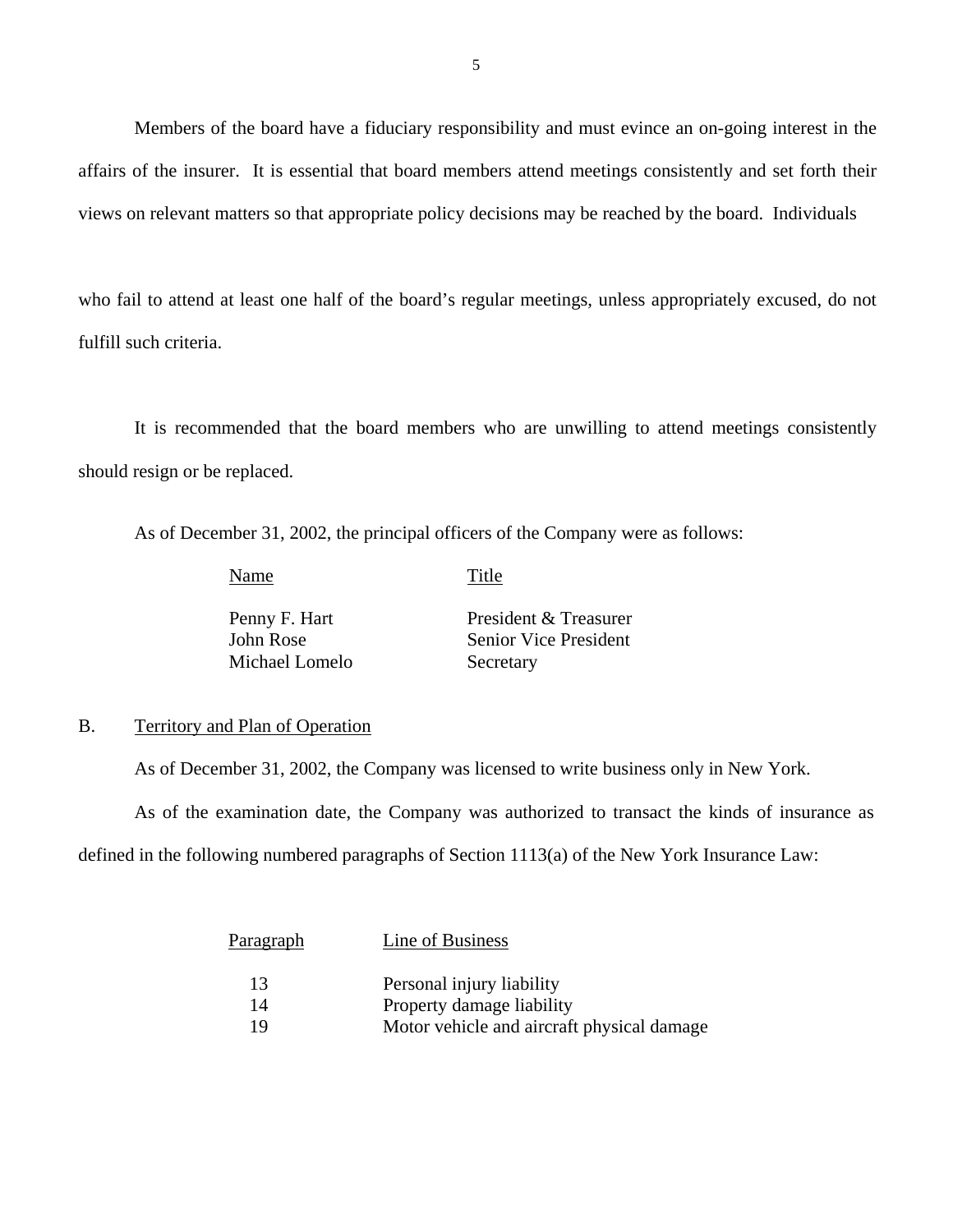Members of the board have a fiduciary responsibility and must evince an on-going interest in the affairs of the insurer. It is essential that board members attend meetings consistently and set forth their views on relevant matters so that appropriate policy decisions may be reached by the board. Individuals who fail to attend at least one half of the board's regular meetings, unless appropriately excused, do not fulfill such criteria.

It is recommended that the board members who are unwilling to attend meetings consistently should resign or be replaced.

As of December 31, 2002, the principal officers of the Company were as follows:

| Name | Title |
|---|---|
| Penny F. Hart | President & Treasurer |
| John Rose | Senior Vice President |
| Michael Lomelo | Secretary |

## B. Territory and Plan of Operation

As of December 31, 2002, the Company was licensed to write business only in New York.

As of the examination date, the Company was authorized to transact the kinds of insurance as defined in the following numbered paragraphs of Section 1113(a) of the New York Insurance Law:

| Paragraph | Line of Business |
|---|---|
| 13 | Personal injury liability |
| 14 | Property damage liability |
| 19 | Motor vehicle and aircraft physical damage |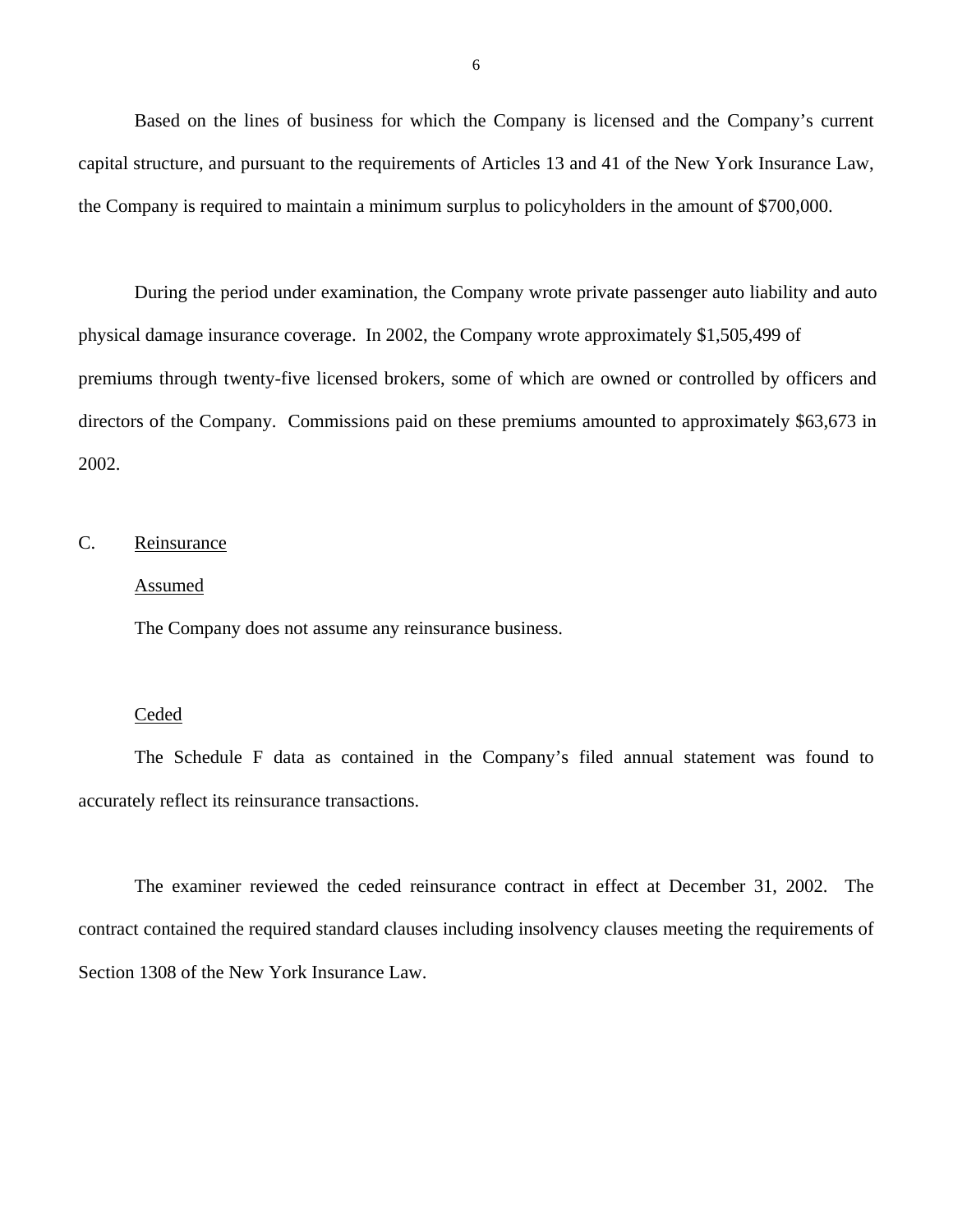Based on the lines of business for which the Company is licensed and the Company's current capital structure, and pursuant to the requirements of Articles 13 and 41 of the New York Insurance Law, the Company is required to maintain a minimum surplus to policyholders in the amount of $700,000.

During the period under examination, the Company wrote private passenger auto liability and auto physical damage insurance coverage. In 2002, the Company wrote approximately $1,505,499 of premiums through twenty-five licensed brokers, some of which are owned or controlled by officers and directors of the Company. Commissions paid on these premiums amounted to approximately $63,673 in 2002.

C. <u>Reinsurance</u>

<u>Assumed</u>

The Company does not assume any reinsurance business.

<u>Ceded</u>

The Schedule F data as contained in the Company's filed annual statement was found to accurately reflect its reinsurance transactions.

The examiner reviewed the ceded reinsurance contract in effect at December 31, 2002. The contract contained the required standard clauses including insolvency clauses meeting the requirements of Section 1308 of the New York Insurance Law.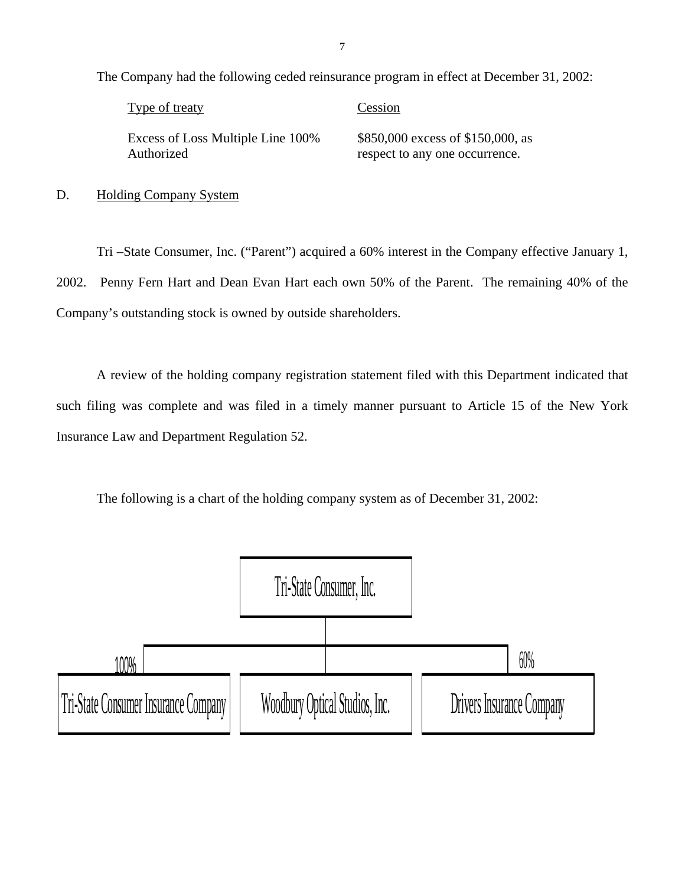The Company had the following ceded reinsurance program in effect at December 31, 2002:

| Type of treaty | Cession |
| --- | --- |
| Excess of Loss Multiple Line 100% Authorized | \$850,000 excess of \$150,000, as respect to any one occurrence. |

D. Holding Company System

Tri –State Consumer, Inc. ("Parent") acquired a 60% interest in the Company effective January 1, 2002. Penny Fern Hart and Dean Evan Hart each own 50% of the Parent. The remaining 40% of the Company's outstanding stock is owned by outside shareholders.

A review of the holding company registration statement filed with this Department indicated that such filing was complete and was filed in a timely manner pursuant to Article 15 of the New York Insurance Law and Department Regulation 52.

The following is a chart of the holding company system as of December 31, 2002:

Tri-State Consumer, Inc.

- 100% Tri-State Consumer Insurance Company
- Woodbury Optical Studios, Inc.
- 60% Drivers Insurance Company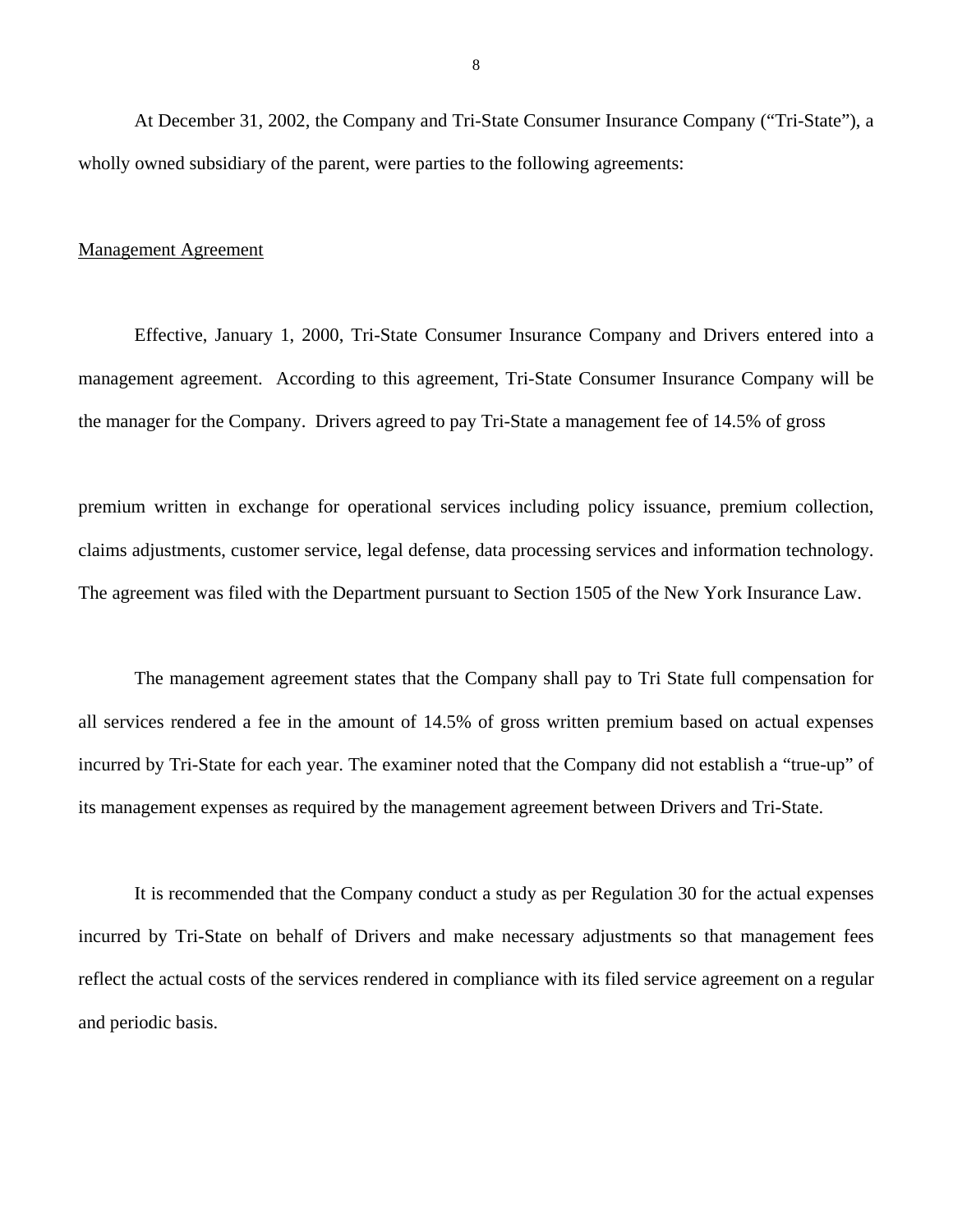At December 31, 2002, the Company and Tri-State Consumer Insurance Company ("Tri-State"), a wholly owned subsidiary of the parent, were parties to the following agreements:

Management Agreement

Effective, January 1, 2000, Tri-State Consumer Insurance Company and Drivers entered into a management agreement. According to this agreement, Tri-State Consumer Insurance Company will be the manager for the Company. Drivers agreed to pay Tri-State a management fee of 14.5% of gross premium written in exchange for operational services including policy issuance, premium collection, claims adjustments, customer service, legal defense, data processing services and information technology. The agreement was filed with the Department pursuant to Section 1505 of the New York Insurance Law.

The management agreement states that the Company shall pay to Tri State full compensation for all services rendered a fee in the amount of 14.5% of gross written premium based on actual expenses incurred by Tri-State for each year. The examiner noted that the Company did not establish a "true-up" of its management expenses as required by the management agreement between Drivers and Tri-State.

It is recommended that the Company conduct a study as per Regulation 30 for the actual expenses incurred by Tri-State on behalf of Drivers and make necessary adjustments so that management fees reflect the actual costs of the services rendered in compliance with its filed service agreement on a regular and periodic basis.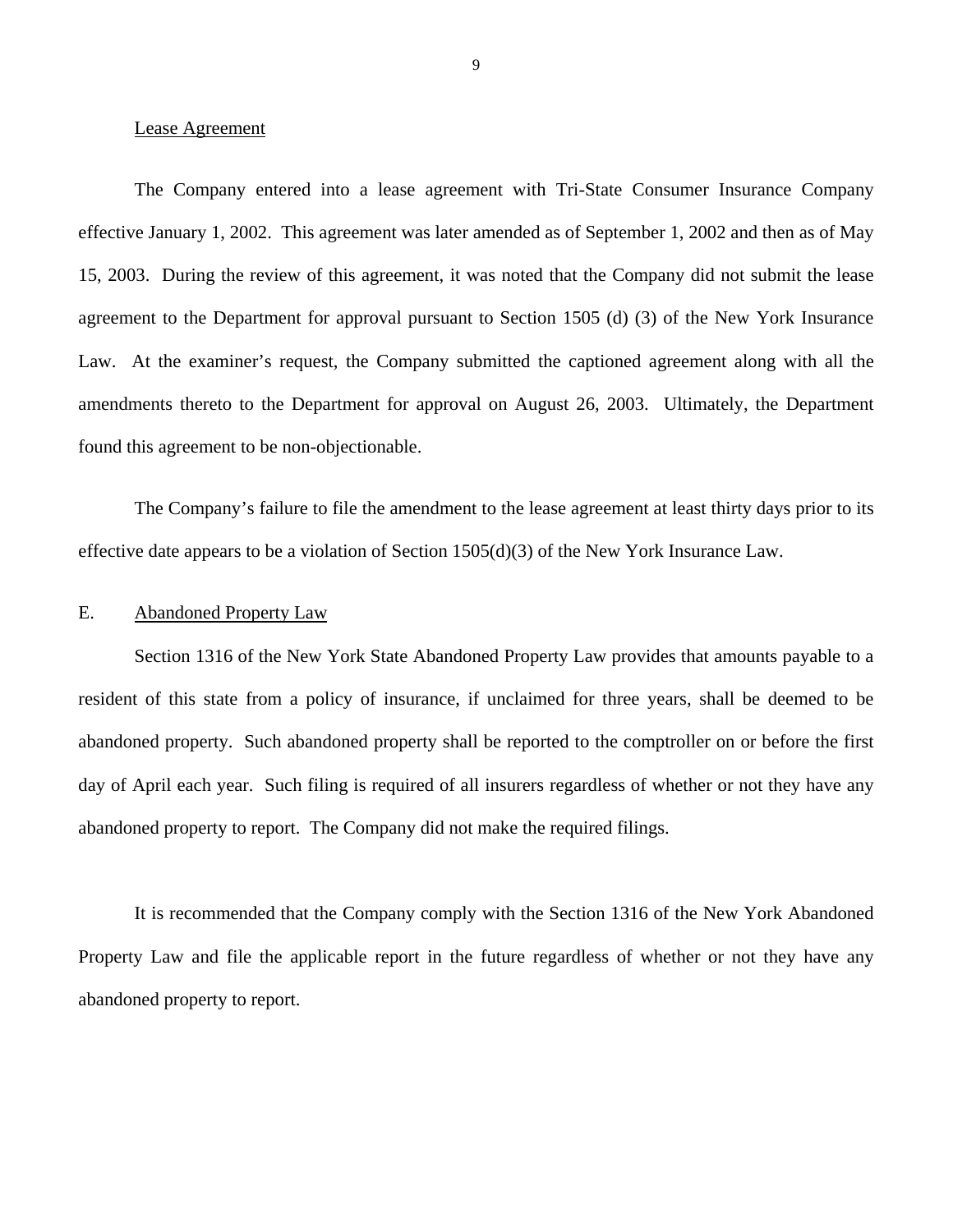Lease Agreement

The Company entered into a lease agreement with Tri-State Consumer Insurance Company effective January 1, 2002. This agreement was later amended as of September 1, 2002 and then as of May 15, 2003. During the review of this agreement, it was noted that the Company did not submit the lease agreement to the Department for approval pursuant to Section 1505 (d) (3) of the New York Insurance Law. At the examiner's request, the Company submitted the captioned agreement along with all the amendments thereto to the Department for approval on August 26, 2003. Ultimately, the Department found this agreement to be non-objectionable.

The Company's failure to file the amendment to the lease agreement at least thirty days prior to its effective date appears to be a violation of Section 1505(d)(3) of the New York Insurance Law.

## E. Abandoned Property Law

Section 1316 of the New York State Abandoned Property Law provides that amounts payable to a resident of this state from a policy of insurance, if unclaimed for three years, shall be deemed to be abandoned property. Such abandoned property shall be reported to the comptroller on or before the first day of April each year. Such filing is required of all insurers regardless of whether or not they have any abandoned property to report. The Company did not make the required filings.

It is recommended that the Company comply with the Section 1316 of the New York Abandoned Property Law and file the applicable report in the future regardless of whether or not they have any abandoned property to report.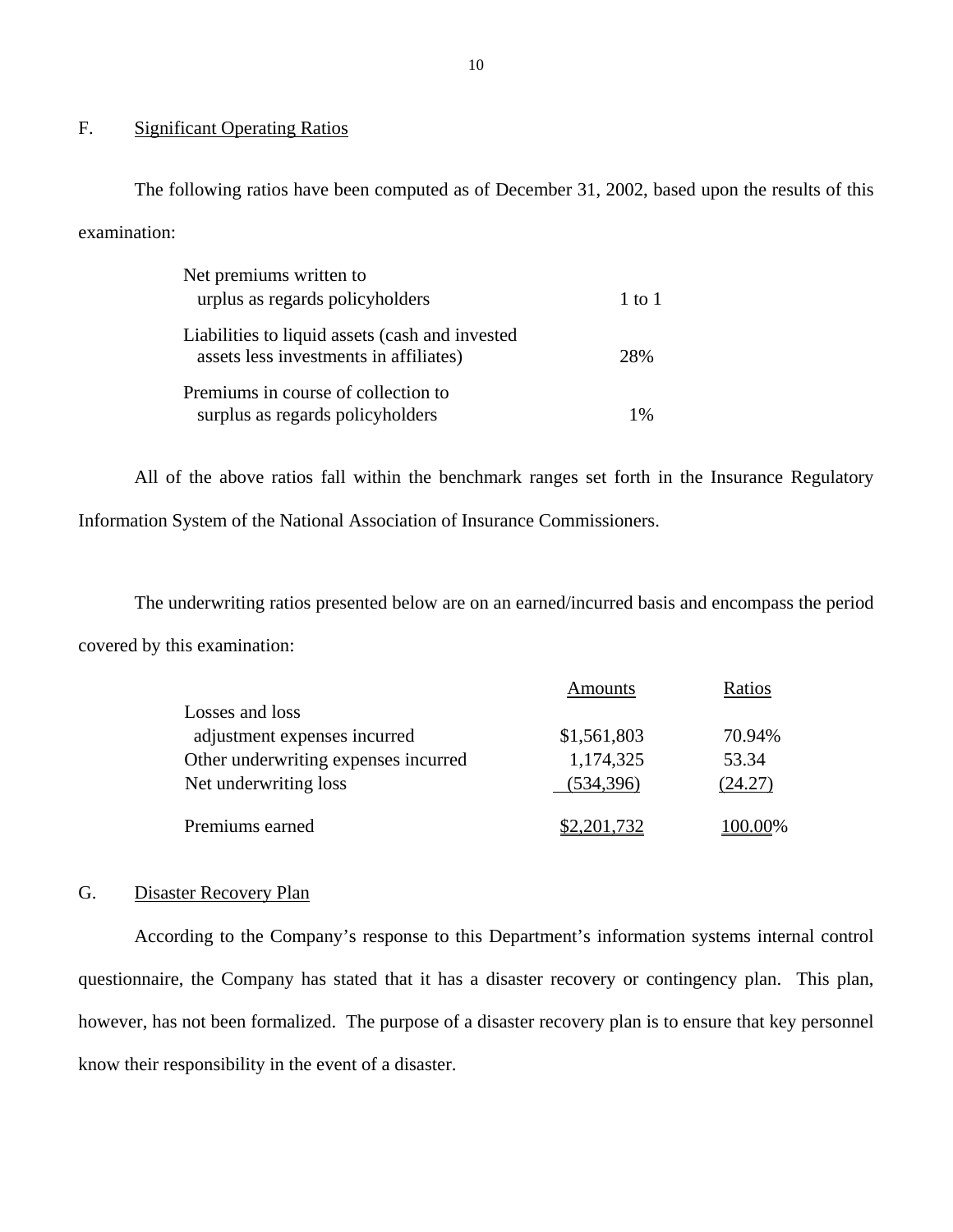## F. Significant Operating Ratios

The following ratios have been computed as of December 31, 2002, based upon the results of this examination:

| | |
|---|---|
| Net premiums written to urplus as regards policyholders | 1 to 1 |
| Liabilities to liquid assets (cash and invested assets less investments in affiliates) | 28% |
| Premiums in course of collection to surplus as regards policyholders | 1% |

All of the above ratios fall within the benchmark ranges set forth in the Insurance Regulatory Information System of the National Association of Insurance Commissioners.

The underwriting ratios presented below are on an earned/incurred basis and encompass the period covered by this examination:

| | Amounts | Ratios |
|---|---|---|
| Losses and loss adjustment expenses incurred | $1,561,803 | 70.94% |
| Other underwriting expenses incurred | 1,174,325 | 53.34 |
| Net underwriting loss | (534,396) | (24.27) |
| Premiums earned | $2,201,732 | 100.00% |

## G. Disaster Recovery Plan

According to the Company's response to this Department's information systems internal control questionnaire, the Company has stated that it has a disaster recovery or contingency plan. This plan, however, has not been formalized. The purpose of a disaster recovery plan is to ensure that key personnel know their responsibility in the event of a disaster.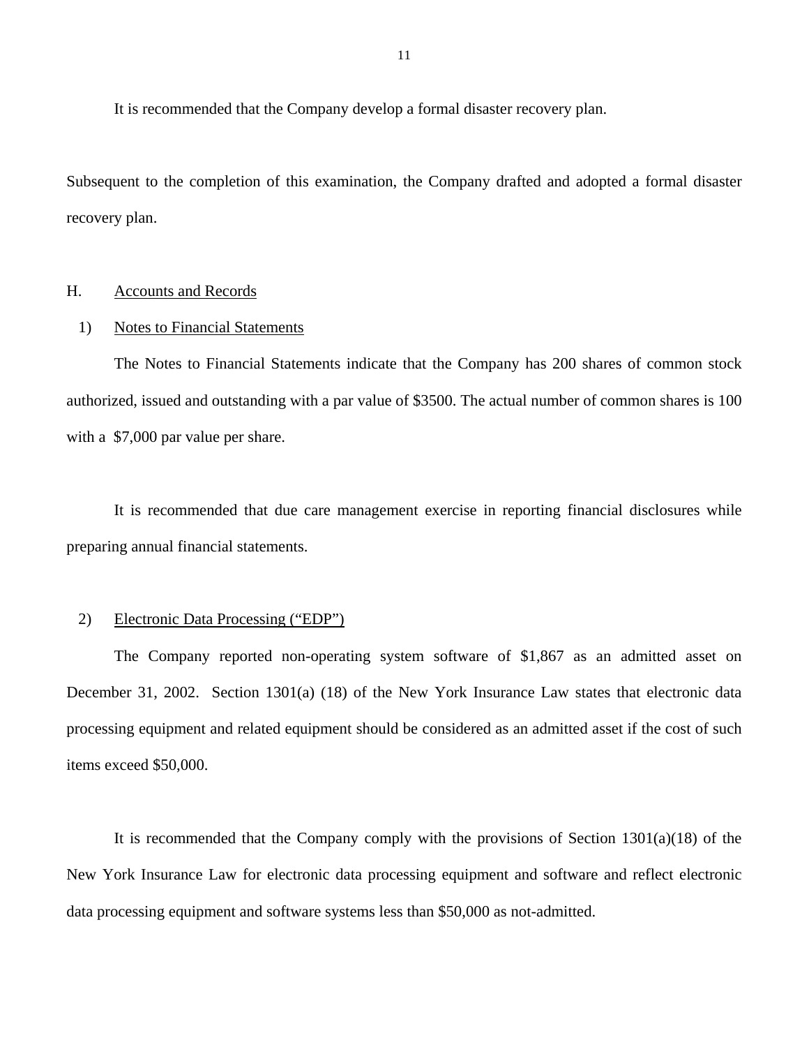It is recommended that the Company develop a formal disaster recovery plan.

Subsequent to the completion of this examination, the Company drafted and adopted a formal disaster recovery plan.

H. Accounts and Records

1) Notes to Financial Statements

The Notes to Financial Statements indicate that the Company has 200 shares of common stock authorized, issued and outstanding with a par value of $3500. The actual number of common shares is 100 with a $7,000 par value per share.

It is recommended that due care management exercise in reporting financial disclosures while preparing annual financial statements.

2) Electronic Data Processing ("EDP")

The Company reported non-operating system software of $1,867 as an admitted asset on December 31, 2002. Section 1301(a) (18) of the New York Insurance Law states that electronic data processing equipment and related equipment should be considered as an admitted asset if the cost of such items exceed $50,000.

It is recommended that the Company comply with the provisions of Section 1301(a)(18) of the New York Insurance Law for electronic data processing equipment and software and reflect electronic data processing equipment and software systems less than $50,000 as not-admitted.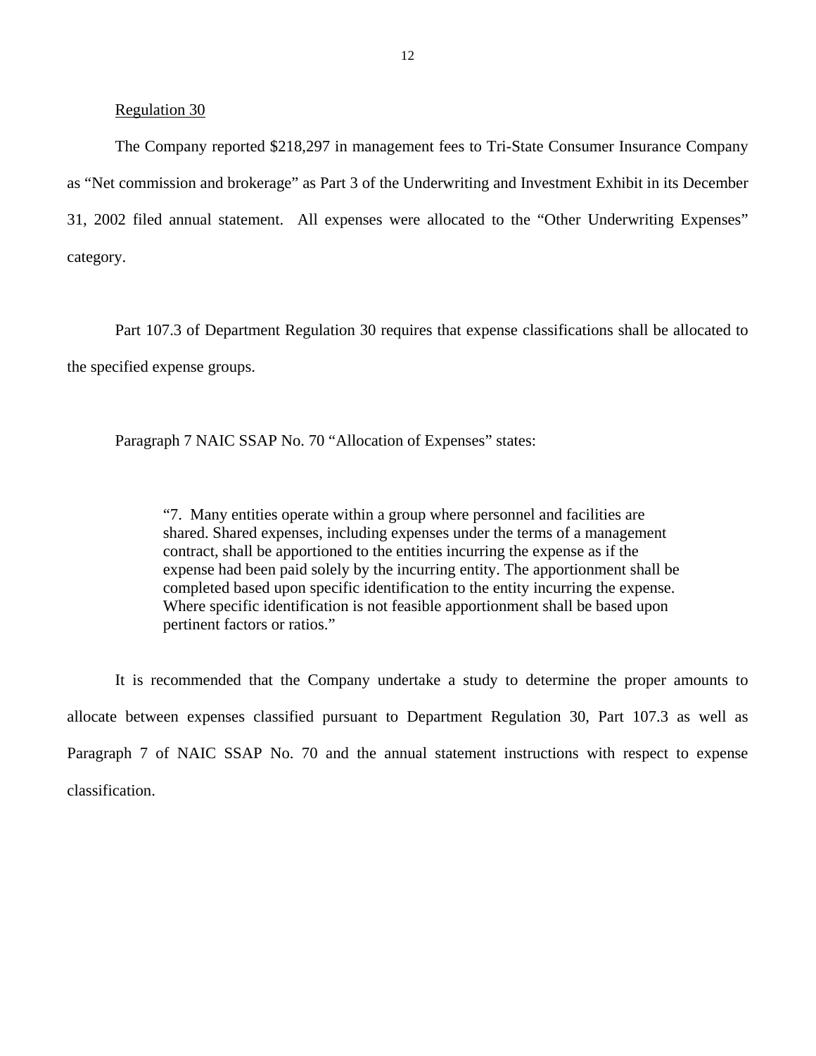Regulation 30

The Company reported $218,297 in management fees to Tri-State Consumer Insurance Company as "Net commission and brokerage" as Part 3 of the Underwriting and Investment Exhibit in its December 31, 2002 filed annual statement. All expenses were allocated to the "Other Underwriting Expenses" category.

Part 107.3 of Department Regulation 30 requires that expense classifications shall be allocated to the specified expense groups.

Paragraph 7 NAIC SSAP No. 70 "Allocation of Expenses" states:

> "7. Many entities operate within a group where personnel and facilities are shared. Shared expenses, including expenses under the terms of a management contract, shall be apportioned to the entities incurring the expense as if the expense had been paid solely by the incurring entity. The apportionment shall be completed based upon specific identification to the entity incurring the expense. Where specific identification is not feasible apportionment shall be based upon pertinent factors or ratios."

It is recommended that the Company undertake a study to determine the proper amounts to allocate between expenses classified pursuant to Department Regulation 30, Part 107.3 as well as Paragraph 7 of NAIC SSAP No. 70 and the annual statement instructions with respect to expense classification.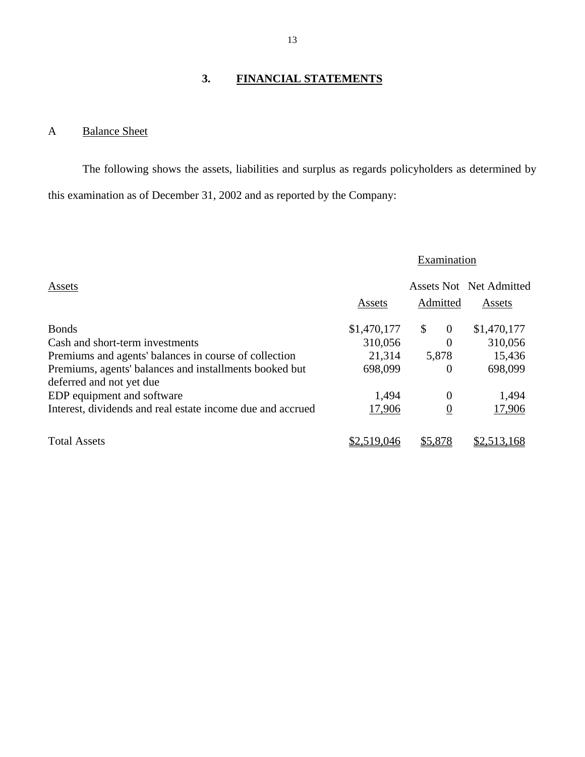## 3. FINANCIAL STATEMENTS

### A Balance Sheet

The following shows the assets, liabilities and surplus as regards policyholders as determined by this examination as of December 31, 2002 and as reported by the Company:

| | Examination | | |
|---|---|---|---|
| Assets | Assets | Assets Not Admitted | Net Admitted Assets |
| Bonds | $1,470,177 | $ 0 | $1,470,177 |
| Cash and short-term investments | 310,056 | 0 | 310,056 |
| Premiums and agents' balances in course of collection | 21,314 | 5,878 | 15,436 |
| Premiums, agents' balances and installments booked but deferred and not yet due | 698,099 | 0 | 698,099 |
| EDP equipment and software | 1,494 | 0 | 1,494 |
| Interest, dividends and real estate income due and accrued | 17,906 | 0 | 17,906 |
| Total Assets | $2,519,046 | $5,878 | $2,513,168 |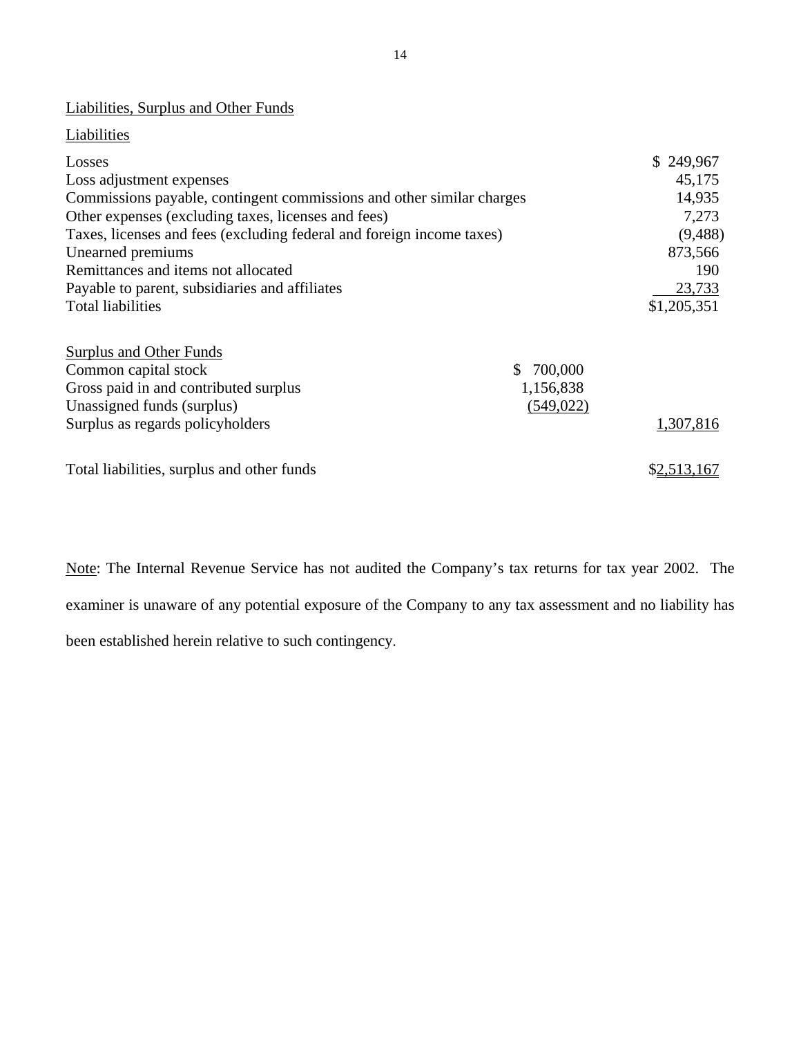## Liabilities, Surplus and Other Funds

### Liabilities

| | | |
|---|---|---|
| Losses | | $ 249,967 |
| Loss adjustment expenses | | 45,175 |
| Commissions payable, contingent commissions and other similar charges | | 14,935 |
| Other expenses (excluding taxes, licenses and fees) | | 7,273 |
| Taxes, licenses and fees (excluding federal and foreign income taxes) | | (9,488) |
| Unearned premiums | | 873,566 |
| Remittances and items not allocated | | 190 |
| Payable to parent, subsidiaries and affiliates | | 23,733 |
| Total liabilities | | $1,205,351 |
| | | |
| **Surplus and Other Funds** | | |
| Common capital stock | $ 700,000 | |
| Gross paid in and contributed surplus | 1,156,838 | |
| Unassigned funds (surplus) | (549,022) | |
| Surplus as regards policyholders | | 1,307,816 |
| | | |
| Total liabilities, surplus and other funds | | $2,513,167 |

Note: The Internal Revenue Service has not audited the Company's tax returns for tax year 2002. The examiner is unaware of any potential exposure of the Company to any tax assessment and no liability has been established herein relative to such contingency.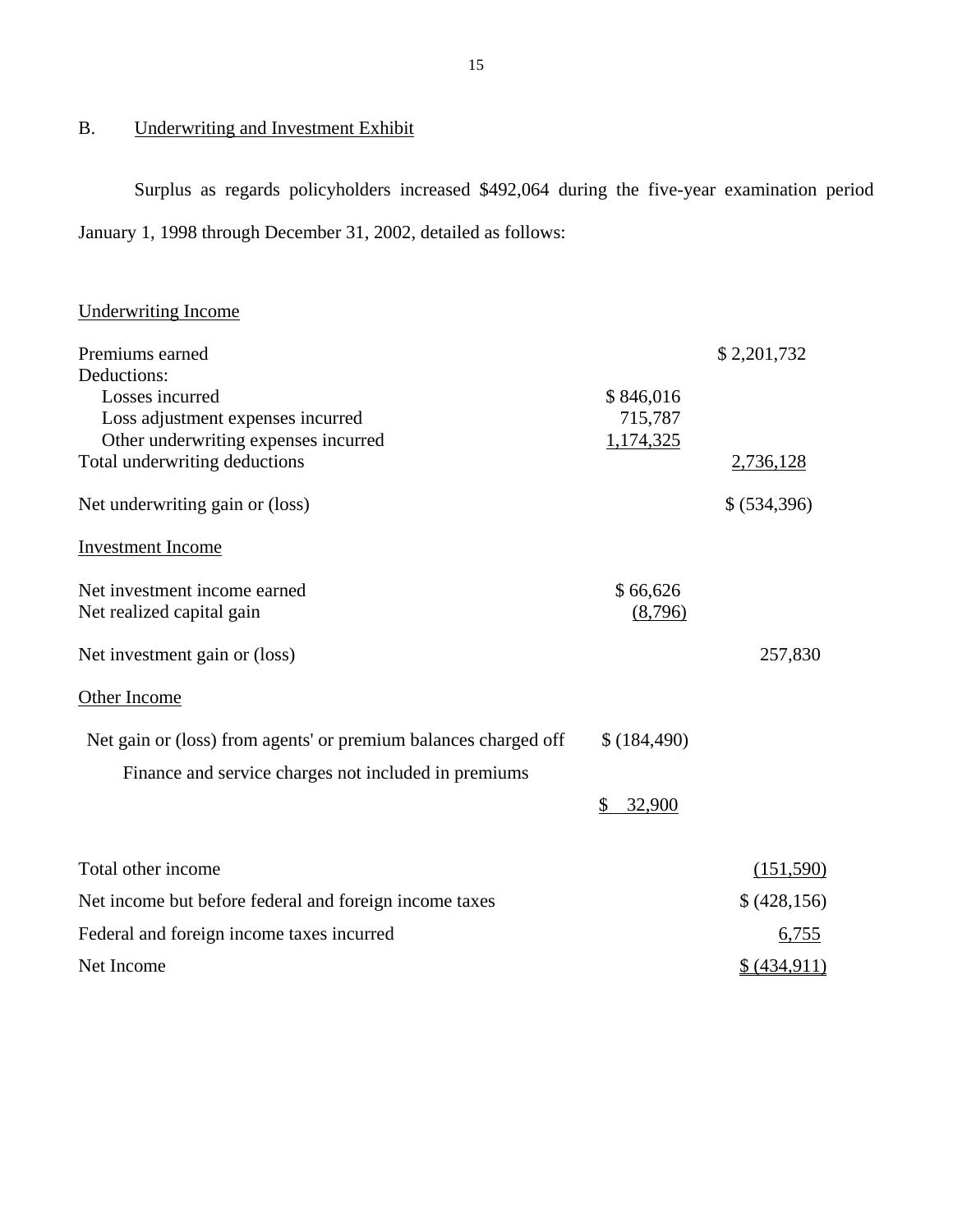## B. Underwriting and Investment Exhibit

Surplus as regards policyholders increased $492,064 during the five-year examination period January 1, 1998 through December 31, 2002, detailed as follows:

| Underwriting Income | | |
|---|---|---|
| Premiums earned | | $ 2,201,732 |
| Deductions: | | |
| Losses incurred | $ 846,016 | |
| Loss adjustment expenses incurred | 715,787 | |
| Other underwriting expenses incurred | 1,174,325 | |
| Total underwriting deductions | | 2,736,128 |
| Net underwriting gain or (loss) | | $ (534,396) |
| **Investment Income** | | |
| Net investment income earned | $ 66,626 | |
| Net realized capital gain | (8,796) | |
| Net investment gain or (loss) | | 257,830 |
| **Other Income** | | |
| Net gain or (loss) from agents' or premium balances charged off | $ (184,490) | |
| Finance and service charges not included in premiums | $ 32,900 | |
| Total other income | | (151,590) |
| Net income but before federal and foreign income taxes | | $ (428,156) |
| Federal and foreign income taxes incurred | | 6,755 |
| Net Income | | $ (434,911) |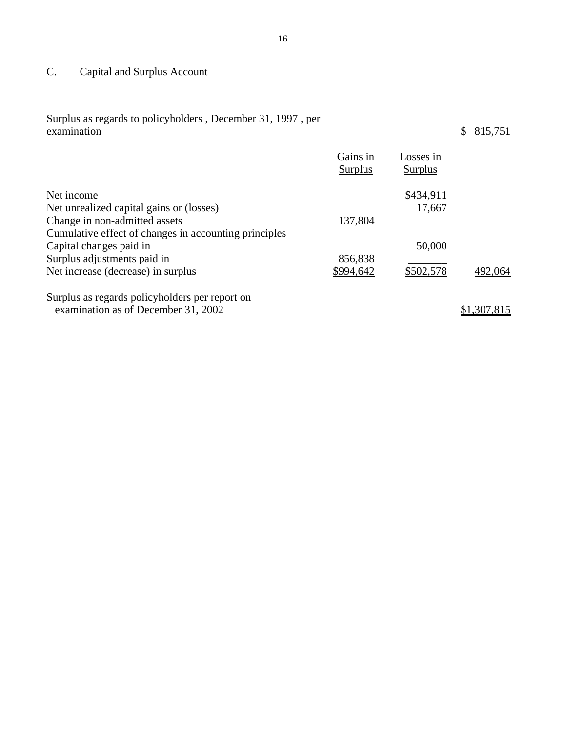## C. Capital and Surplus Account

| | Gains in Surplus | Losses in Surplus | |
|---|---|---|---|
| Surplus as regards to policyholders , December 31, 1997 , per examination | | | $ 815,751 |
| Net income | | $434,911 | |
| Net unrealized capital gains or (losses) | | 17,667 | |
| Change in non-admitted assets | 137,804 | | |
| Cumulative effect of changes in accounting principles | | | |
| Capital changes paid in | | 50,000 | |
| Surplus adjustments paid in | 856,838 | | |
| Net increase (decrease) in surplus | $994,642 | $502,578 | 492,064 |
| Surplus as regards policyholders per report on examination as of December 31, 2002 | | | $1,307,815 |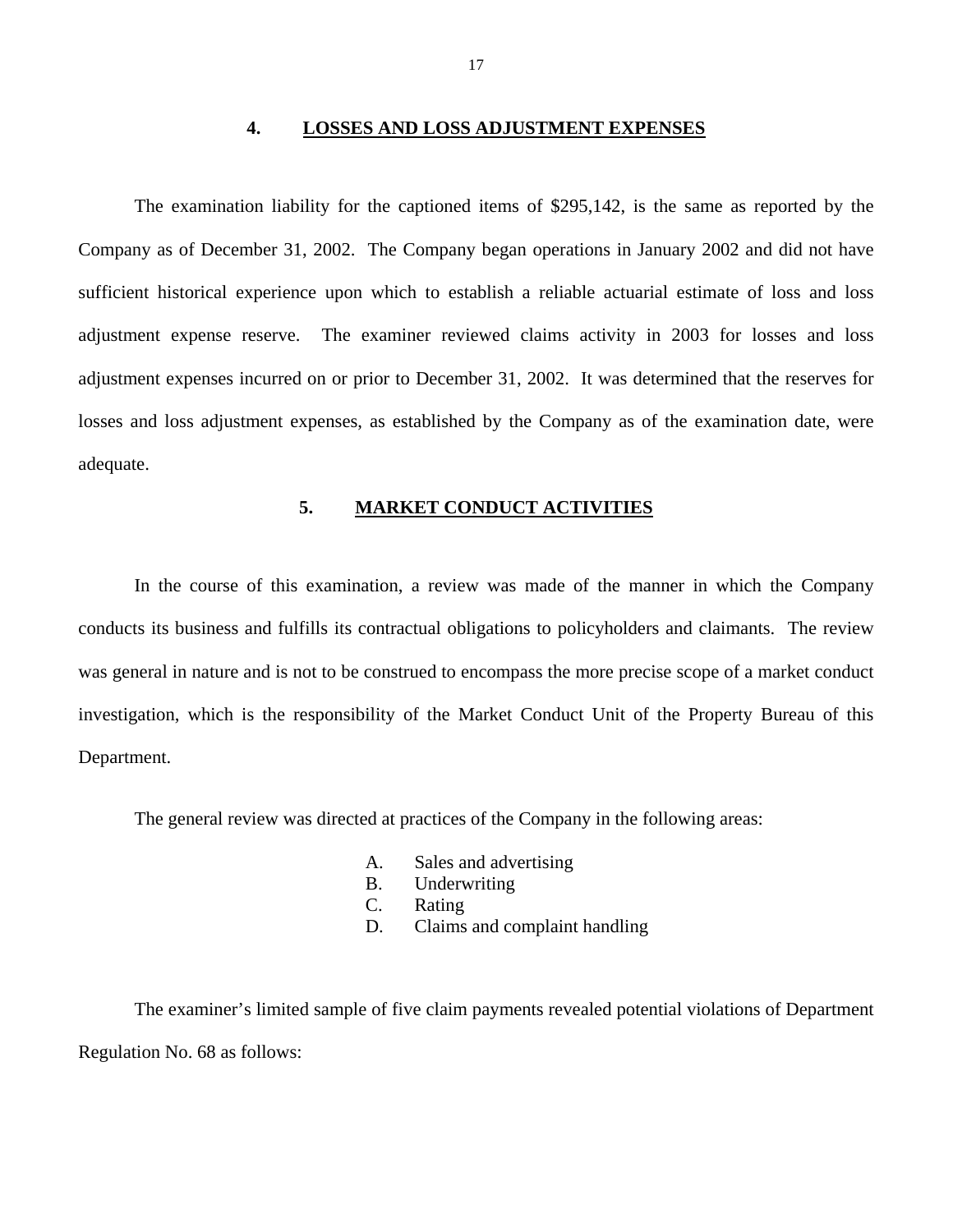## 4. LOSSES AND LOSS ADJUSTMENT EXPENSES

The examination liability for the captioned items of $295,142, is the same as reported by the Company as of December 31, 2002. The Company began operations in January 2002 and did not have sufficient historical experience upon which to establish a reliable actuarial estimate of loss and loss adjustment expense reserve. The examiner reviewed claims activity in 2003 for losses and loss adjustment expenses incurred on or prior to December 31, 2002. It was determined that the reserves for losses and loss adjustment expenses, as established by the Company as of the examination date, were adequate.

## 5. MARKET CONDUCT ACTIVITIES

In the course of this examination, a review was made of the manner in which the Company conducts its business and fulfills its contractual obligations to policyholders and claimants. The review was general in nature and is not to be construed to encompass the more precise scope of a market conduct investigation, which is the responsibility of the Market Conduct Unit of the Property Bureau of this Department.

The general review was directed at practices of the Company in the following areas:

A. Sales and advertising
B. Underwriting
C. Rating
D. Claims and complaint handling

The examiner's limited sample of five claim payments revealed potential violations of Department Regulation No. 68 as follows: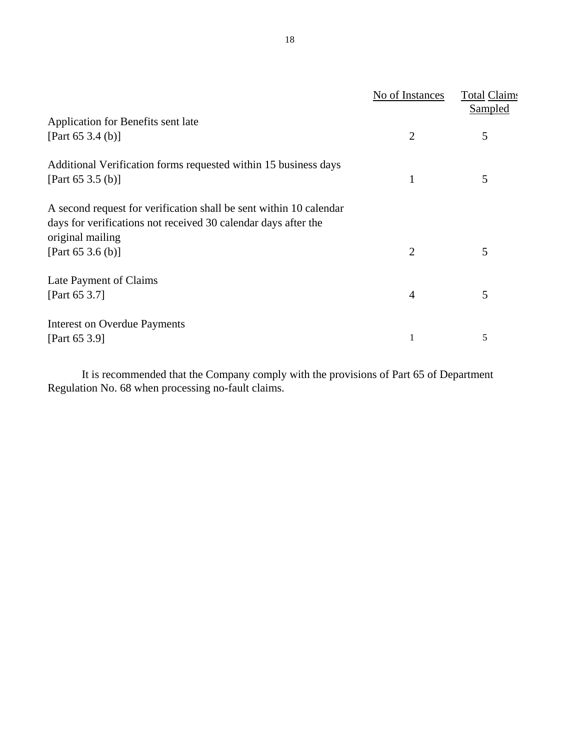| | No of Instances | Total Claims Sampled |
|---|---|---|
| Application for Benefits sent late [Part 65 3.4 (b)] | 2 | 5 |
| Additional Verification forms requested within 15 business days [Part 65 3.5 (b)] | 1 | 5 |
| A second request for verification shall be sent within 10 calendar days for verifications not received 30 calendar days after the original mailing [Part 65 3.6 (b)] | 2 | 5 |
| Late Payment of Claims [Part 65 3.7] | 4 | 5 |
| Interest on Overdue Payments [Part 65 3.9] | 1 | 5 |

It is recommended that the Company comply with the provisions of Part 65 of Department Regulation No. 68 when processing no-fault claims.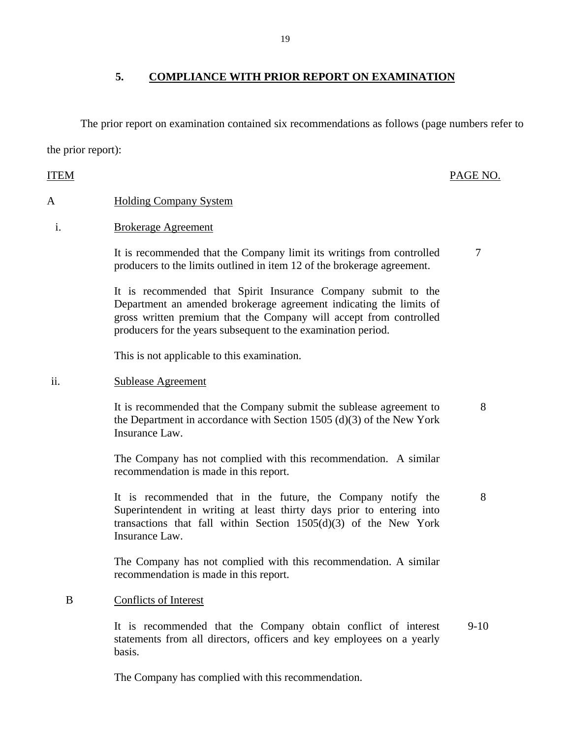## 5. COMPLIANCE WITH PRIOR REPORT ON EXAMINATION

The prior report on examination contained six recommendations as follows (page numbers refer to the prior report):

| ITEM | | PAGE NO. |
|---|---|---|
| A | Holding Company System | |
| i. | Brokerage Agreement | |
| | It is recommended that the Company limit its writings from controlled producers to the limits outlined in item 12 of the brokerage agreement. | 7 |
| | It is recommended that Spirit Insurance Company submit to the Department an amended brokerage agreement indicating the limits of gross written premium that the Company will accept from controlled producers for the years subsequent to the examination period. | |
| | This is not applicable to this examination. | |
| ii. | Sublease Agreement | |
| | It is recommended that the Company submit the sublease agreement to the Department in accordance with Section 1505 (d)(3) of the New York Insurance Law. | 8 |
| | The Company has not complied with this recommendation. A similar recommendation is made in this report. | |
| | It is recommended that in the future, the Company notify the Superintendent in writing at least thirty days prior to entering into transactions that fall within Section 1505(d)(3) of the New York Insurance Law. | 8 |
| | The Company has not complied with this recommendation. A similar recommendation is made in this report. | |
| B | Conflicts of Interest | |
| | It is recommended that the Company obtain conflict of interest statements from all directors, officers and key employees on a yearly basis. | 9-10 |
| | The Company has complied with this recommendation. | |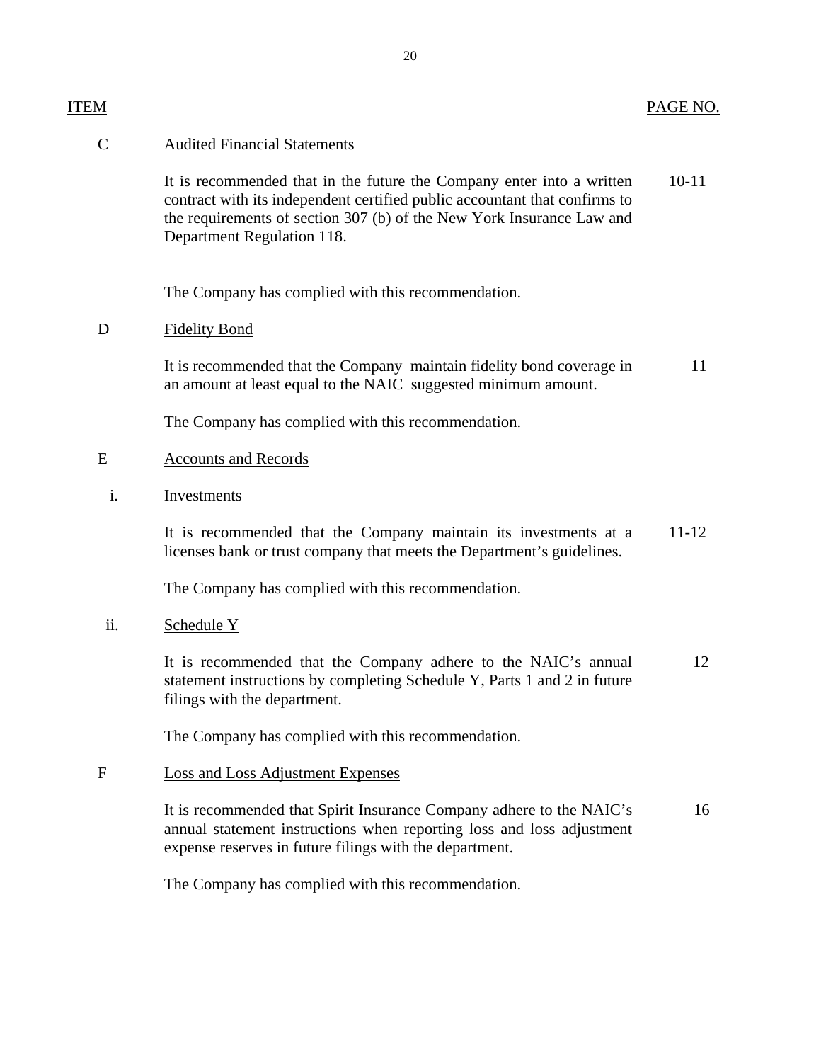| ITEM | | PAGE NO. |
|---|---|---|
| C | Audited Financial Statements | |
| | It is recommended that in the future the Company enter into a written contract with its independent certified public accountant that confirms to the requirements of section 307 (b) of the New York Insurance Law and Department Regulation 118. | 10-11 |
| | The Company has complied with this recommendation. | |
| D | Fidelity Bond | |
| | It is recommended that the Company maintain fidelity bond coverage in an amount at least equal to the NAIC suggested minimum amount. | 11 |
| | The Company has complied with this recommendation. | |
| E | Accounts and Records | |
| i. | Investments | |
| | It is recommended that the Company maintain its investments at a licenses bank or trust company that meets the Department's guidelines. | 11-12 |
| | The Company has complied with this recommendation. | |
| ii. | Schedule Y | |
| | It is recommended that the Company adhere to the NAIC's annual statement instructions by completing Schedule Y, Parts 1 and 2 in future filings with the department. | 12 |
| | The Company has complied with this recommendation. | |
| F | Loss and Loss Adjustment Expenses | |
| | It is recommended that Spirit Insurance Company adhere to the NAIC's annual statement instructions when reporting loss and loss adjustment expense reserves in future filings with the department. | 16 |
| | The Company has complied with this recommendation. | |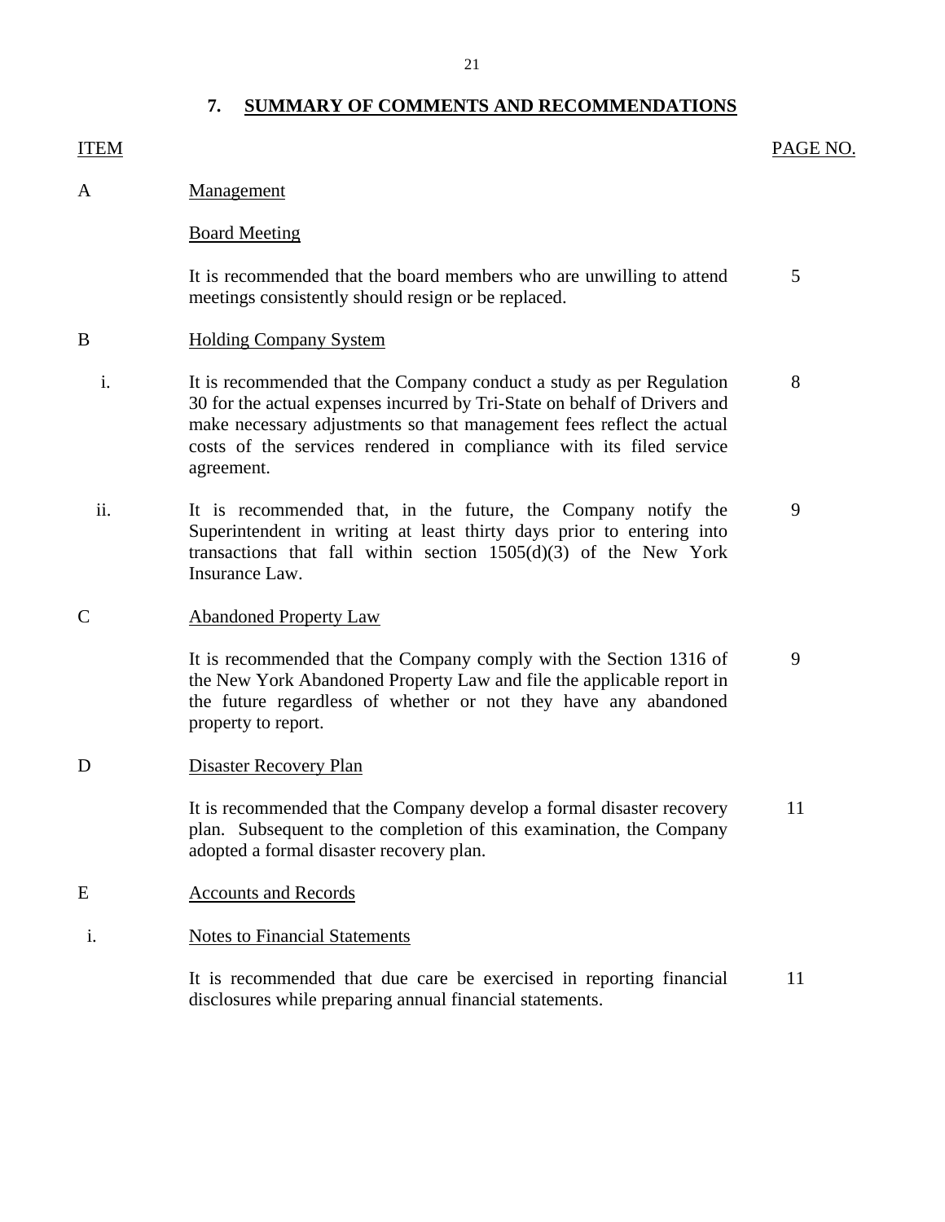## 7. SUMMARY OF COMMENTS AND RECOMMENDATIONS

| ITEM | | PAGE NO. |
|---|---|---|
| A | Management | |
| | Board Meeting | |
| | It is recommended that the board members who are unwilling to attend meetings consistently should resign or be replaced. | 5 |
| B | Holding Company System | |
| i. | It is recommended that the Company conduct a study as per Regulation 30 for the actual expenses incurred by Tri-State on behalf of Drivers and make necessary adjustments so that management fees reflect the actual costs of the services rendered in compliance with its filed service agreement. | 8 |
| ii. | It is recommended that, in the future, the Company notify the Superintendent in writing at least thirty days prior to entering into transactions that fall within section 1505(d)(3) of the New York Insurance Law. | 9 |
| C | Abandoned Property Law | |
| | It is recommended that the Company comply with the Section 1316 of the New York Abandoned Property Law and file the applicable report in the future regardless of whether or not they have any abandoned property to report. | 9 |
| D | Disaster Recovery Plan | |
| | It is recommended that the Company develop a formal disaster recovery plan. Subsequent to the completion of this examination, the Company adopted a formal disaster recovery plan. | 11 |
| E | Accounts and Records | |
| i. | Notes to Financial Statements | |
| | It is recommended that due care be exercised in reporting financial disclosures while preparing annual financial statements. | 11 |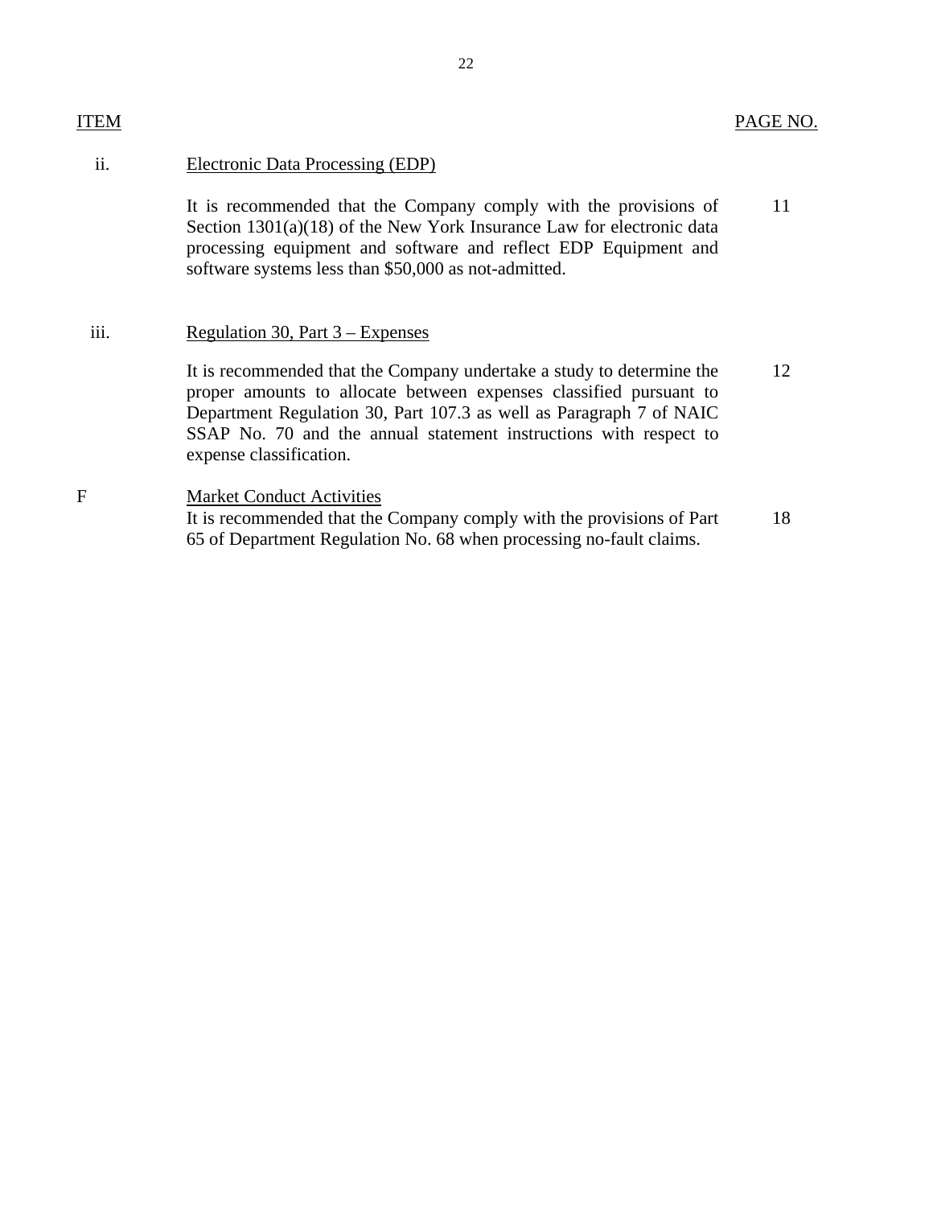| ITEM | | PAGE NO. |
|---|---|---|
| ii. | Electronic Data Processing (EDP) | |
| | It is recommended that the Company comply with the provisions of Section 1301(a)(18) of the New York Insurance Law for electronic data processing equipment and software and reflect EDP Equipment and software systems less than $50,000 as not-admitted. | 11 |
| iii. | Regulation 30, Part 3 – Expenses | |
| | It is recommended that the Company undertake a study to determine the proper amounts to allocate between expenses classified pursuant to Department Regulation 30, Part 107.3 as well as Paragraph 7 of NAIC SSAP No. 70 and the annual statement instructions with respect to expense classification. | 12 |
| F | Market Conduct Activities | |
| | It is recommended that the Company comply with the provisions of Part 65 of Department Regulation No. 68 when processing no-fault claims. | 18 |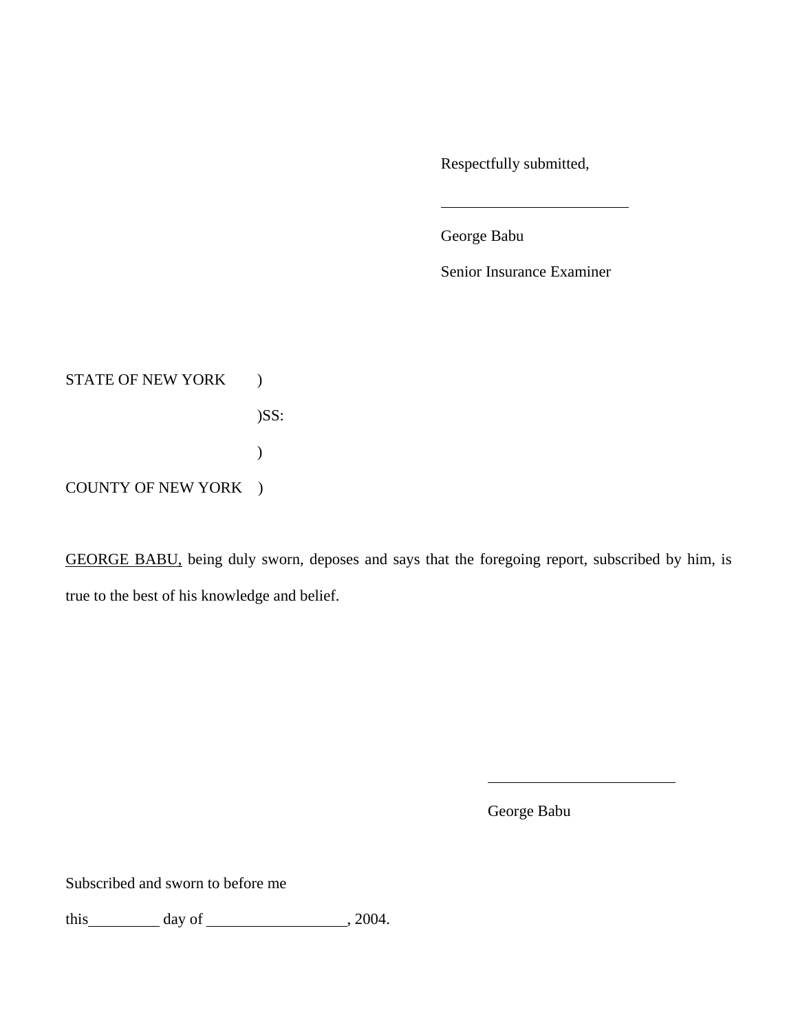Respectfully submitted,

_________________________

George Babu

Senior Insurance Examiner

STATE OF NEW YORK )

)SS:

)

COUNTY OF NEW YORK )

GEORGE BABU, being duly sworn, deposes and says that the foregoing report, subscribed by him, is true to the best of his knowledge and belief.

_________________________

George Babu

Subscribed and sworn to before me

this__________ day of ___________________, 2004.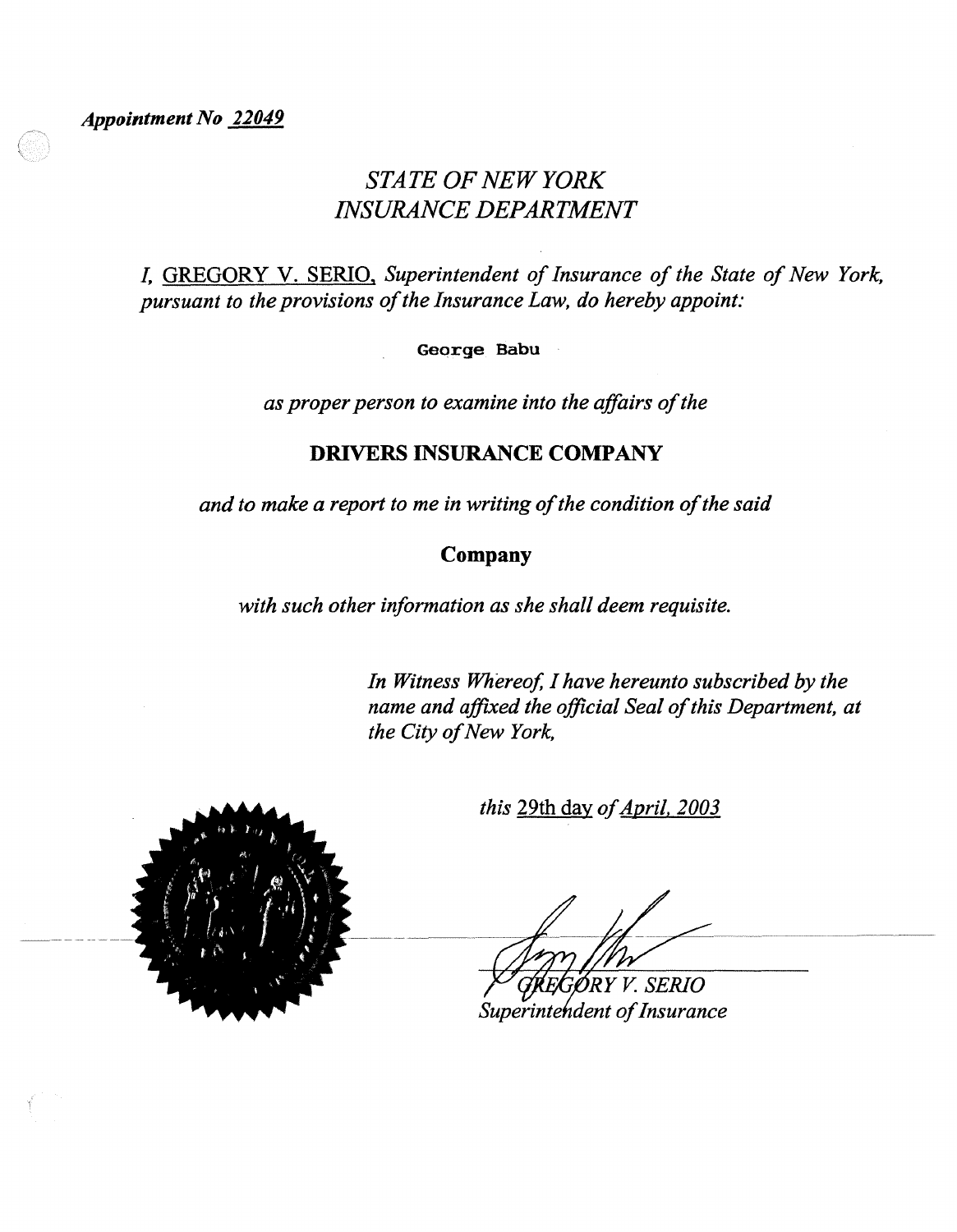*Appointment No 22049*

# *STATE OF NEW YORK*
# *INSURANCE DEPARTMENT*

*I,* GREGORY V. SERIO, *Superintendent of Insurance of the State of New York, pursuant to the provisions of the Insurance Law, do hereby appoint:*

George Babu

*as proper person to examine into the affairs of the*

**DRIVERS INSURANCE COMPANY**

*and to make a report to me in writing of the condition of the said*

**Company**

*with such other information as she shall deem requisite.*

*In Witness Whereof, I have hereunto subscribed by the name and affixed the official Seal of this Department, at the City of New York,*

*this* 29th day *of April, 2003*

*GREGORY V. SERIO*
*Superintendent of Insurance*